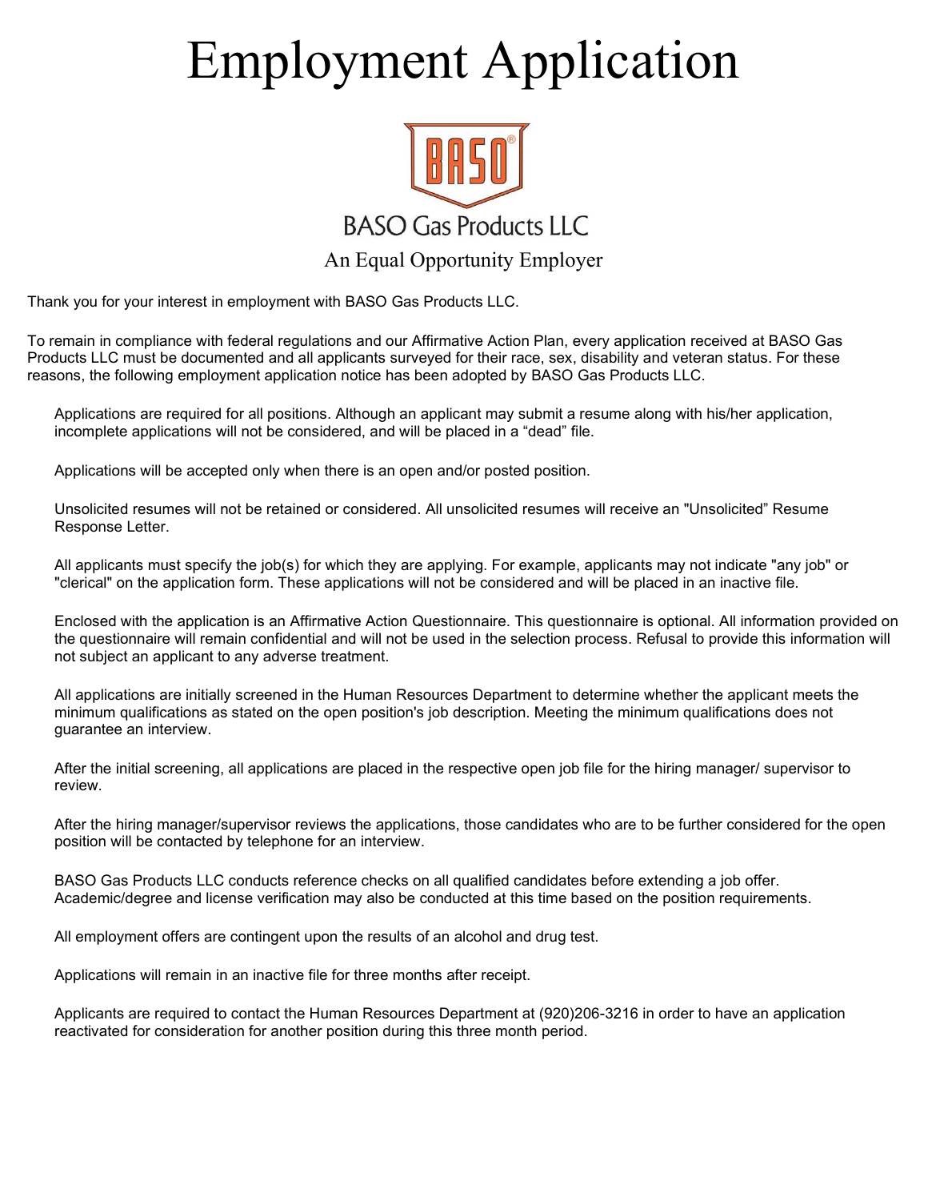# Employment Application

BASO Gas Products LLC

An Equal Opportunity Employer

Thank you for your interest in employment with BASO Gas Products LLC.

To remain in compliance with federal regulations and our Affirmative Action Plan, every application received at BASO Gas Products LLC must be documented and all applicants surveyed for their race, sex, disability and veteran status. For these reasons, the following employment application notice has been adopted by BASO Gas Products LLC.

Applications are required for all positions. Although an applicant may submit a resume along with his/her application, incomplete applications will not be considered, and will be placed in a “dead” file.

Applications will be accepted only when there is an open and/or posted position.

Unsolicited resumes will not be retained or considered. All unsolicited resumes will receive an "Unsolicited” Resume Response Letter.

All applicants must specify the job(s) for which they are applying. For example, applicants may not indicate "any job" or "clerical" on the application form. These applications will not be considered and will be placed in an inactive file.

Enclosed with the application is an Affirmative Action Questionnaire. This questionnaire is optional. All information provided on the questionnaire will remain confidential and will not be used in the selection process. Refusal to provide this information will not subject an applicant to any adverse treatment.

All applications are initially screened in the Human Resources Department to determine whether the applicant meets the minimum qualifications as stated on the open position's job description. Meeting the minimum qualifications does not guarantee an interview.

After the initial screening, all applications are placed in the respective open job file for the hiring manager/ supervisor to review.

After the hiring manager/supervisor reviews the applications, those candidates who are to be further considered for the open position will be contacted by telephone for an interview.

BASO Gas Products LLC conducts reference checks on all qualified candidates before extending a job offer. Academic/degree and license verification may also be conducted at this time based on the position requirements.

All employment offers are contingent upon the results of an alcohol and drug test.

Applications will remain in an inactive file for three months after receipt.

Applicants are required to contact the Human Resources Department at (920)206-3216 in order to have an application reactivated for consideration for another position during this three month period.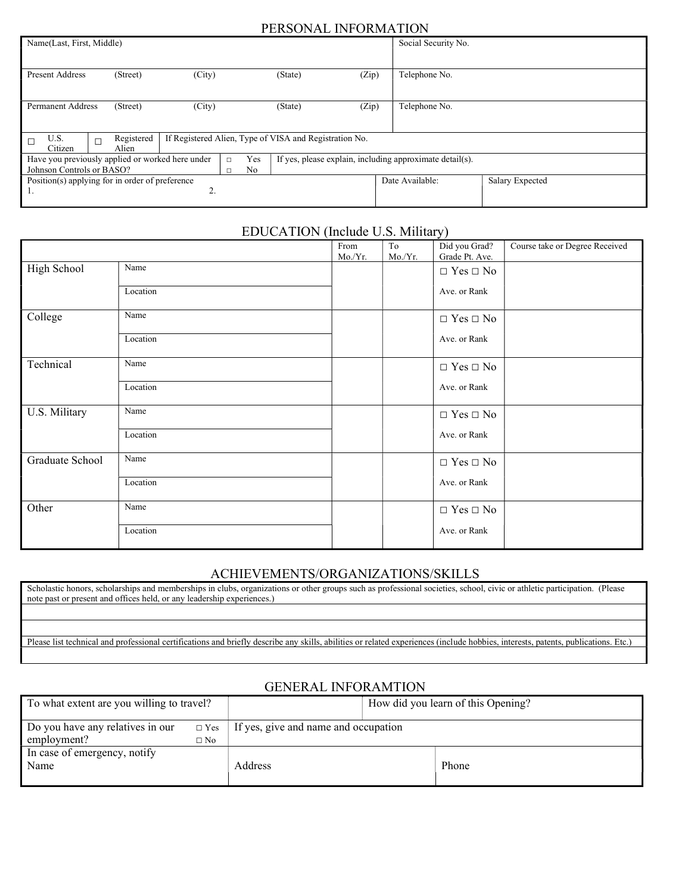## PERSONAL INFORMATION

| Name(Last, First, Middle) | | | | | Social Security No. |
|---|---|---|---|---|---|
| Present Address | (Street) | (City) | (State) | (Zip) | Telephone No. |
| Permanent Address | (Street) | (City) | (State) | (Zip) | Telephone No. |
| ☐ U.S. Citizen | ☐ Registered Alien | If Registered Alien, Type of VISA and Registration No. | | | |
| Have you previously applied or worked here under Johnson Controls or BASO? | ☐ Yes ☐ No | If yes, please explain, including approximate detail(s). | | | |
| Position(s) applying for in order of preference 1. 2. | | | Date Available: | | Salary Expected |

## EDUCATION (Include U.S. Military)

| | | From Mo./Yr. | To Mo./Yr. | Did you Grad? Grade Pt. Ave. | Course take or Degree Received |
|---|---|---|---|---|---|
| High School | Name | | | ☐ Yes ☐ No | |
| | Location | | | Ave. or Rank | |
| College | Name | | | ☐ Yes ☐ No | |
| | Location | | | Ave. or Rank | |
| Technical | Name | | | ☐ Yes ☐ No | |
| | Location | | | Ave. or Rank | |
| U.S. Military | Name | | | ☐ Yes ☐ No | |
| | Location | | | Ave. or Rank | |
| Graduate School | Name | | | ☐ Yes ☐ No | |
| | Location | | | Ave. or Rank | |
| Other | Name | | | ☐ Yes ☐ No | |
| | Location | | | Ave. or Rank | |

## ACHIEVEMENTS/ORGANIZATIONS/SKILLS

Scholastic honors, scholarships and memberships in clubs, organizations or other groups such as professional societies, school, civic or athletic participation. (Please note past or present and offices held, or any leadership experiences.)

Please list technical and professional certifications and briefly describe any skills, abilities or related experiences (include hobbies, interests, patents, publications. Etc.)

## GENERAL INFORAMTION

| To what extent are you willing to travel? | | How did you learn of this Opening? |
|---|---|---|
| Do you have any relatives in our employment? ☐ Yes ☐ No | If yes, give and name and occupation | |
| In case of emergency, notify Name | Address | Phone |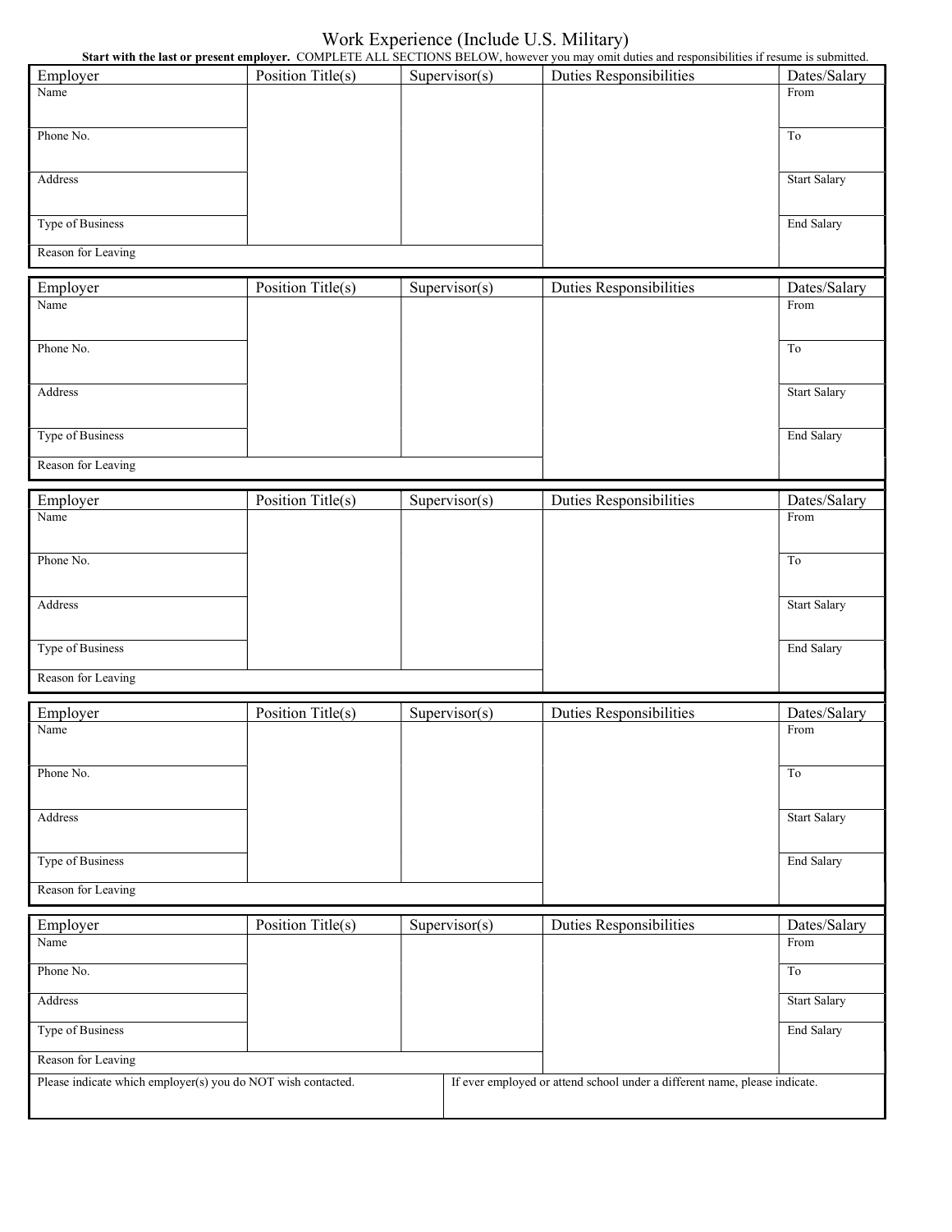# Work Experience (Include U.S. Military)

**Start with the last or present employer.** COMPLETE ALL SECTIONS BELOW, however you may omit duties and responsibilities if resume is submitted.

| Employer | Position Title(s) | Supervisor(s) | Duties Responsibilities | Dates/Salary |
|---|---|---|---|---|
| Name | | | | From |
| Phone No. | | | | To |
| Address | | | | Start Salary |
| Type of Business | | | | End Salary |
| Reason for Leaving | | | | |

| Employer | Position Title(s) | Supervisor(s) | Duties Responsibilities | Dates/Salary |
|---|---|---|---|---|
| Name | | | | From |
| Phone No. | | | | To |
| Address | | | | Start Salary |
| Type of Business | | | | End Salary |
| Reason for Leaving | | | | |

| Employer | Position Title(s) | Supervisor(s) | Duties Responsibilities | Dates/Salary |
|---|---|---|---|---|
| Name | | | | From |
| Phone No. | | | | To |
| Address | | | | Start Salary |
| Type of Business | | | | End Salary |
| Reason for Leaving | | | | |

| Employer | Position Title(s) | Supervisor(s) | Duties Responsibilities | Dates/Salary |
|---|---|---|---|---|
| Name | | | | From |
| Phone No. | | | | To |
| Address | | | | Start Salary |
| Type of Business | | | | End Salary |
| Reason for Leaving | | | | |

| Employer | Position Title(s) | Supervisor(s) | Duties Responsibilities | Dates/Salary |
|---|---|---|---|---|
| Name | | | | From |
| Phone No. | | | | To |
| Address | | | | Start Salary |
| Type of Business | | | | End Salary |
| Reason for Leaving | | | | |

| Please indicate which employer(s) you do NOT wish contacted. | If ever employed or attend school under a different name, please indicate. |
|---|---|
| | |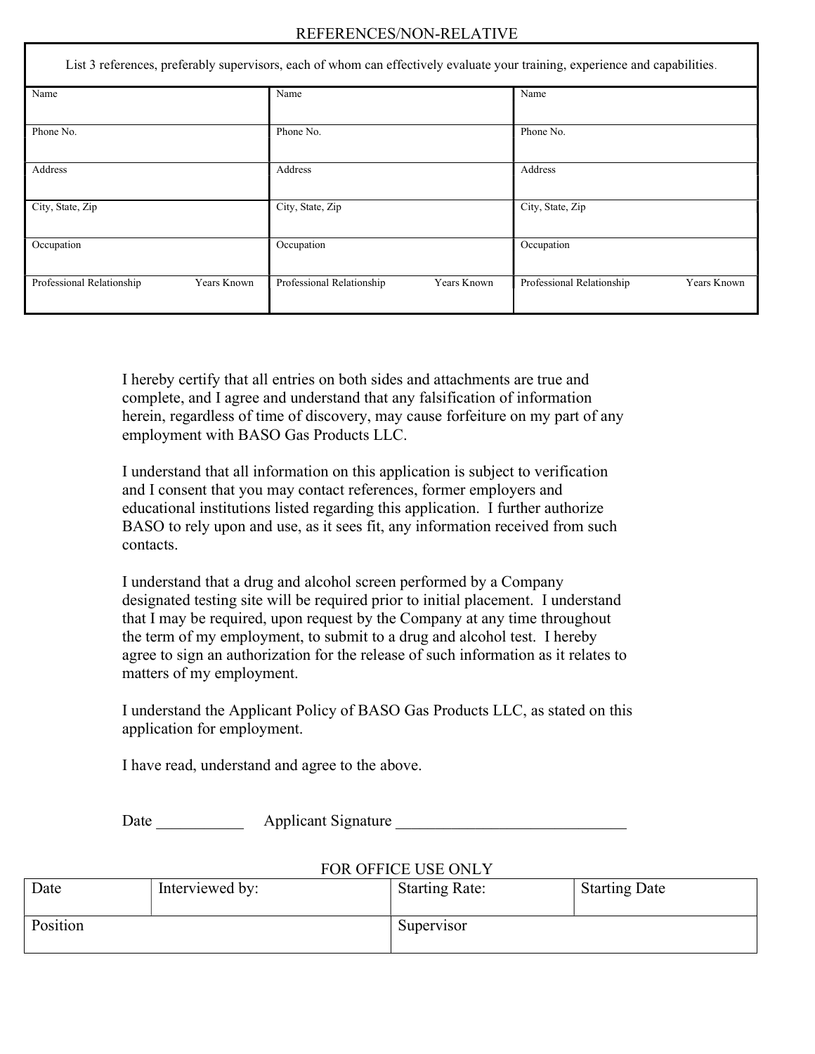## REFERENCES/NON-RELATIVE

| List 3 references, preferably supervisors, each of whom can effectively evaluate your training, experience and capabilities. | | |
|---|---|---|
| Name | Name | Name |
| Phone No. | Phone No. | Phone No. |
| Address | Address | Address |
| City, State, Zip | City, State, Zip | City, State, Zip |
| Occupation | Occupation | Occupation |
| Professional Relationship / Years Known | Professional Relationship / Years Known | Professional Relationship / Years Known |

I hereby certify that all entries on both sides and attachments are true and complete, and I agree and understand that any falsification of information herein, regardless of time of discovery, may cause forfeiture on my part of any employment with BASO Gas Products LLC.

I understand that all information on this application is subject to verification and I consent that you may contact references, former employers and educational institutions listed regarding this application. I further authorize BASO to rely upon and use, as it sees fit, any information received from such contacts.

I understand that a drug and alcohol screen performed by a Company designated testing site will be required prior to initial placement. I understand that I may be required, upon request by the Company at any time throughout the term of my employment, to submit to a drug and alcohol test. I hereby agree to sign an authorization for the release of such information as it relates to matters of my employment.

I understand the Applicant Policy of BASO Gas Products LLC, as stated on this application for employment.

I have read, understand and agree to the above.

Date ___________ Applicant Signature _____________________________

### FOR OFFICE USE ONLY

| Date | Interviewed by: | Starting Rate: | Starting Date |
|---|---|---|---|
| Position | | Supervisor | |